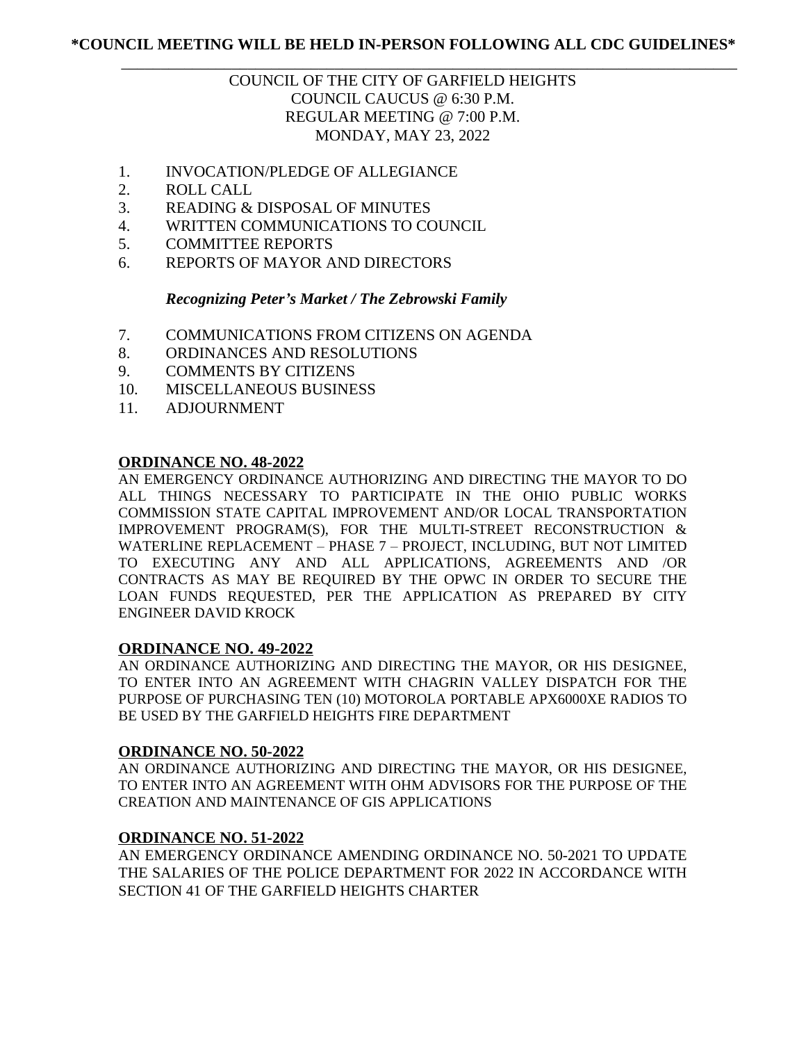**\*COUNCIL MEETING WILL BE HELD IN-PERSON FOLLOWING ALL CDC GUIDELINES\***

---

COUNCIL OF THE CITY OF GARFIELD HEIGHTS
COUNCIL CAUCUS @ 6:30 P.M.
REGULAR MEETING @ 7:00 P.M.
MONDAY, MAY 23, 2022

1. INVOCATION/PLEDGE OF ALLEGIANCE
2. ROLL CALL
3. READING & DISPOSAL OF MINUTES
4. WRITTEN COMMUNICATIONS TO COUNCIL
5. COMMITTEE REPORTS
6. REPORTS OF MAYOR AND DIRECTORS

   ***Recognizing Peter's Market / The Zebrowski Family***

7. COMMUNICATIONS FROM CITIZENS ON AGENDA
8. ORDINANCES AND RESOLUTIONS
9. COMMENTS BY CITIZENS
10. MISCELLANEOUS BUSINESS
11. ADJOURNMENT

**ORDINANCE NO. 48-2022**

AN EMERGENCY ORDINANCE AUTHORIZING AND DIRECTING THE MAYOR TO DO ALL THINGS NECESSARY TO PARTICIPATE IN THE OHIO PUBLIC WORKS COMMISSION STATE CAPITAL IMPROVEMENT AND/OR LOCAL TRANSPORTATION IMPROVEMENT PROGRAM(S), FOR THE MULTI-STREET RECONSTRUCTION & WATERLINE REPLACEMENT – PHASE 7 – PROJECT, INCLUDING, BUT NOT LIMITED TO EXECUTING ANY AND ALL APPLICATIONS, AGREEMENTS AND /OR CONTRACTS AS MAY BE REQUIRED BY THE OPWC IN ORDER TO SECURE THE LOAN FUNDS REQUESTED, PER THE APPLICATION AS PREPARED BY CITY ENGINEER DAVID KROCK

**ORDINANCE NO. 49-2022**

AN ORDINANCE AUTHORIZING AND DIRECTING THE MAYOR, OR HIS DESIGNEE, TO ENTER INTO AN AGREEMENT WITH CHAGRIN VALLEY DISPATCH FOR THE PURPOSE OF PURCHASING TEN (10) MOTOROLA PORTABLE APX6000XE RADIOS TO BE USED BY THE GARFIELD HEIGHTS FIRE DEPARTMENT

**ORDINANCE NO. 50-2022**

AN ORDINANCE AUTHORIZING AND DIRECTING THE MAYOR, OR HIS DESIGNEE, TO ENTER INTO AN AGREEMENT WITH OHM ADVISORS FOR THE PURPOSE OF THE CREATION AND MAINTENANCE OF GIS APPLICATIONS

**ORDINANCE NO. 51-2022**

AN EMERGENCY ORDINANCE AMENDING ORDINANCE NO. 50-2021 TO UPDATE THE SALARIES OF THE POLICE DEPARTMENT FOR 2022 IN ACCORDANCE WITH SECTION 41 OF THE GARFIELD HEIGHTS CHARTER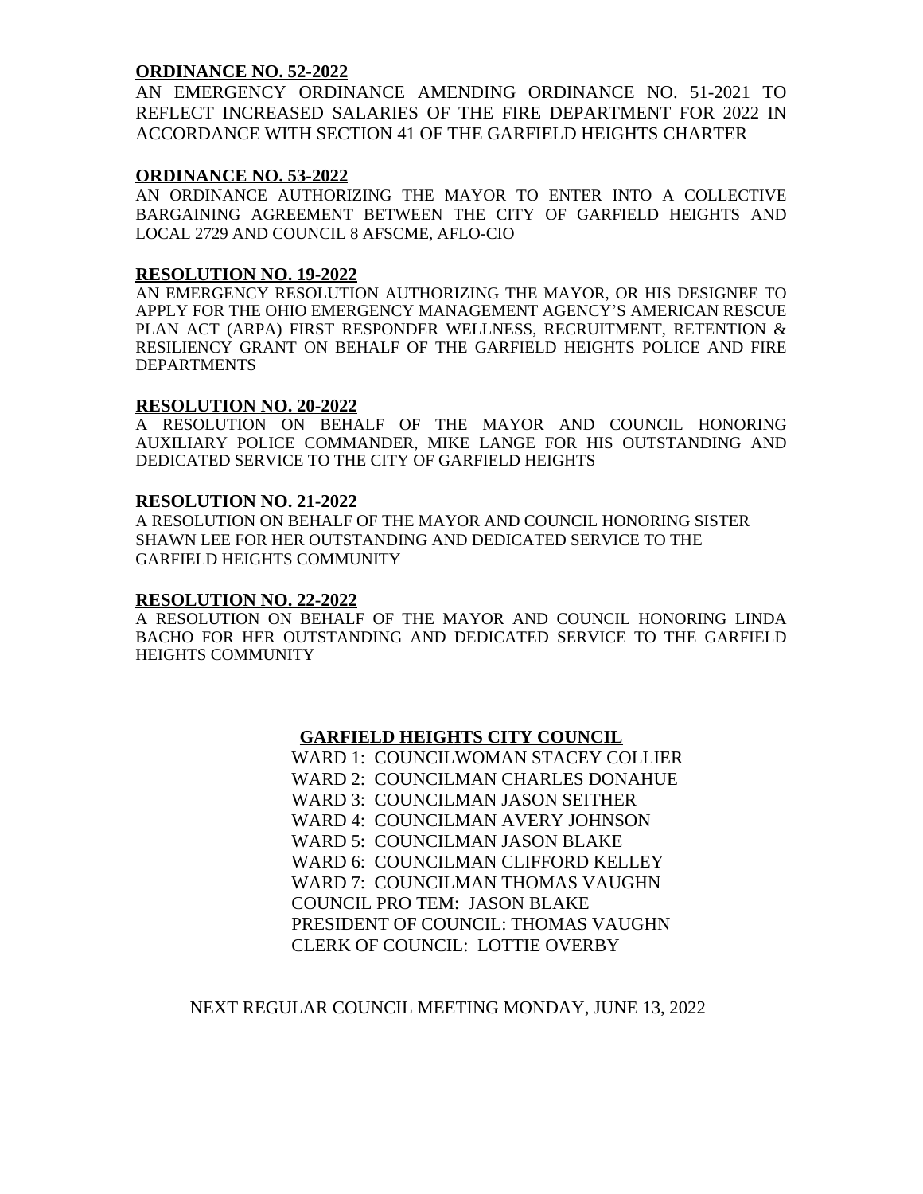**ORDINANCE NO. 52-2022**

AN EMERGENCY ORDINANCE AMENDING ORDINANCE NO. 51-2021 TO REFLECT INCREASED SALARIES OF THE FIRE DEPARTMENT FOR 2022 IN ACCORDANCE WITH SECTION 41 OF THE GARFIELD HEIGHTS CHARTER

**ORDINANCE NO. 53-2022**

AN ORDINANCE AUTHORIZING THE MAYOR TO ENTER INTO A COLLECTIVE BARGAINING AGREEMENT BETWEEN THE CITY OF GARFIELD HEIGHTS AND LOCAL 2729 AND COUNCIL 8 AFSCME, AFLO-CIO

**RESOLUTION NO. 19-2022**

AN EMERGENCY RESOLUTION AUTHORIZING THE MAYOR, OR HIS DESIGNEE TO APPLY FOR THE OHIO EMERGENCY MANAGEMENT AGENCY'S AMERICAN RESCUE PLAN ACT (ARPA) FIRST RESPONDER WELLNESS, RECRUITMENT, RETENTION & RESILIENCY GRANT ON BEHALF OF THE GARFIELD HEIGHTS POLICE AND FIRE DEPARTMENTS

**RESOLUTION NO. 20-2022**

A RESOLUTION ON BEHALF OF THE MAYOR AND COUNCIL HONORING AUXILIARY POLICE COMMANDER, MIKE LANGE FOR HIS OUTSTANDING AND DEDICATED SERVICE TO THE CITY OF GARFIELD HEIGHTS

**RESOLUTION NO. 21-2022**

A RESOLUTION ON BEHALF OF THE MAYOR AND COUNCIL HONORING SISTER SHAWN LEE FOR HER OUTSTANDING AND DEDICATED SERVICE TO THE GARFIELD HEIGHTS COMMUNITY

**RESOLUTION NO. 22-2022**

A RESOLUTION ON BEHALF OF THE MAYOR AND COUNCIL HONORING LINDA BACHO FOR HER OUTSTANDING AND DEDICATED SERVICE TO THE GARFIELD HEIGHTS COMMUNITY

**GARFIELD HEIGHTS CITY COUNCIL**

WARD 1: COUNCILWOMAN STACEY COLLIER
WARD 2: COUNCILMAN CHARLES DONAHUE
WARD 3: COUNCILMAN JASON SEITHER
WARD 4: COUNCILMAN AVERY JOHNSON
WARD 5: COUNCILMAN JASON BLAKE
WARD 6: COUNCILMAN CLIFFORD KELLEY
WARD 7: COUNCILMAN THOMAS VAUGHN
COUNCIL PRO TEM: JASON BLAKE
PRESIDENT OF COUNCIL: THOMAS VAUGHN
CLERK OF COUNCIL: LOTTIE OVERBY

NEXT REGULAR COUNCIL MEETING MONDAY, JUNE 13, 2022